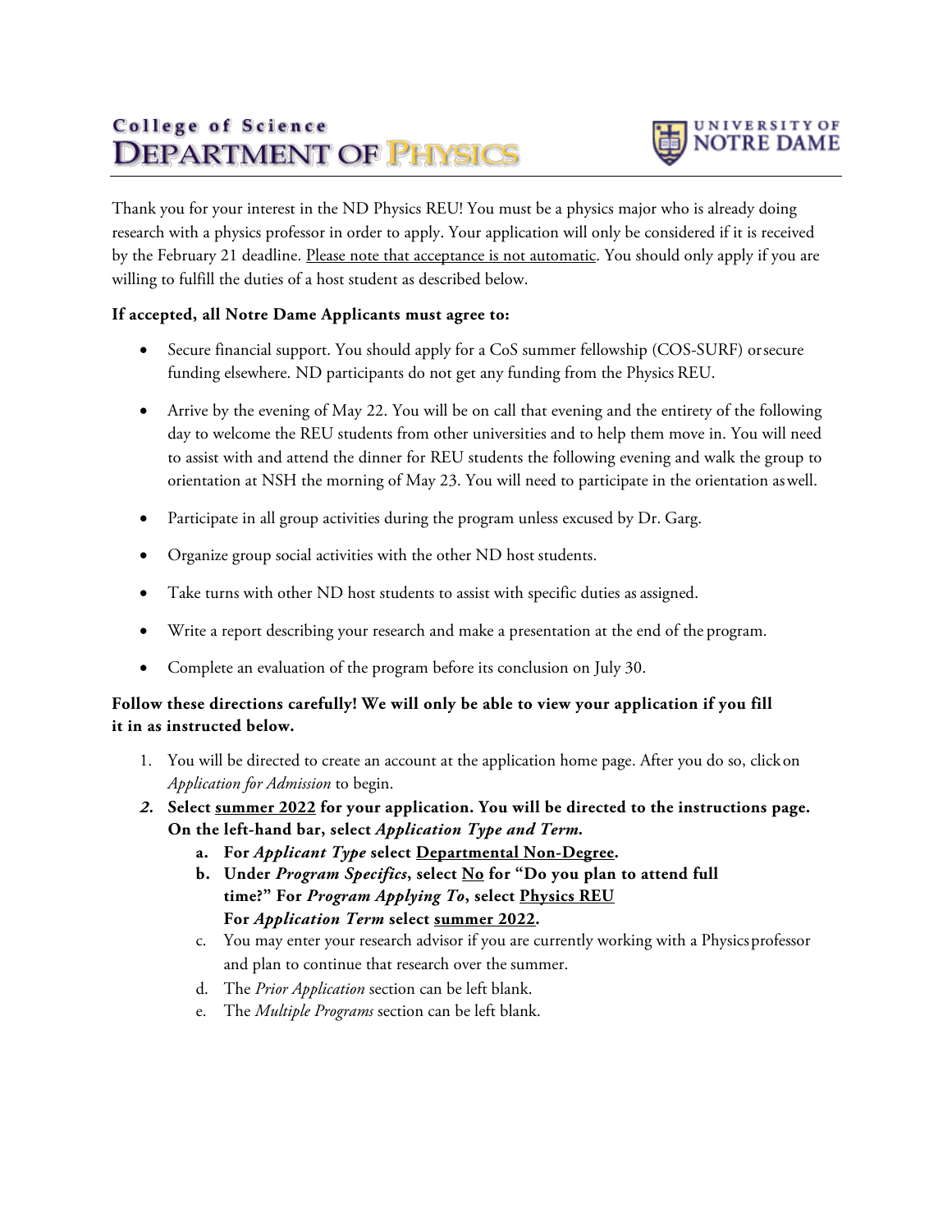# College of Science
# DEPARTMENT OF PHYSICS

UNIVERSITY OF NOTRE DAME

Thank you for your interest in the ND Physics REU! You must be a physics major who is already doing research with a physics professor in order to apply. Your application will only be considered if it is received by the February 21 deadline. <u>Please note that acceptance is not automatic</u>. You should only apply if you are willing to fulfill the duties of a host student as described below.

**If accepted, all Notre Dame Applicants must agree to:**

- Secure financial support. You should apply for a CoS summer fellowship (COS-SURF) or secure funding elsewhere. ND participants do not get any funding from the Physics REU.
- Arrive by the evening of May 22. You will be on call that evening and the entirety of the following day to welcome the REU students from other universities and to help them move in. You will need to assist with and attend the dinner for REU students the following evening and walk the group to orientation at NSH the morning of May 23. You will need to participate in the orientation as well.
- Participate in all group activities during the program unless excused by Dr. Garg.
- Organize group social activities with the other ND host students.
- Take turns with other ND host students to assist with specific duties as assigned.
- Write a report describing your research and make a presentation at the end of the program.
- Complete an evaluation of the program before its conclusion on July 30.

**Follow these directions carefully! We will only be able to view your application if you fill it in as instructed below.**

1. You will be directed to create an account at the application home page. After you do so, click on *Application for Admission* to begin.
2. **Select <u>summer 2022</u> for your application. You will be directed to the instructions page. On the left-hand bar, select *Application Type and Term.***
   a. **For *Applicant Type* select <u>Departmental Non-Degree</u>.**
   b. **Under *Program Specifics*, select <u>No</u> for "Do you plan to attend full time?" For *Program Applying To*, select <u>Physics REU</u> For *Application Term* select <u>summer 2022</u>.**
   c. You may enter your research advisor if you are currently working with a Physics professor and plan to continue that research over the summer.
   d. The *Prior Application* section can be left blank.
   e. The *Multiple Programs* section can be left blank.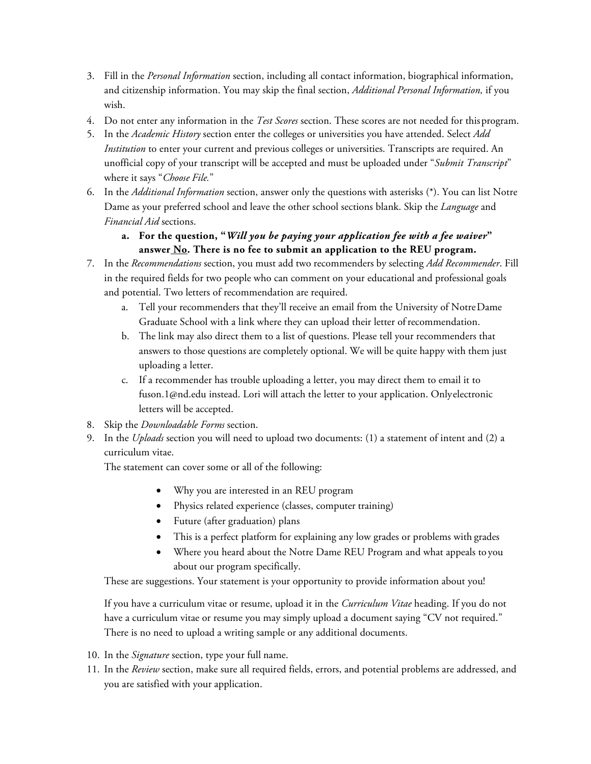3. Fill in the *Personal Information* section, including all contact information, biographical information, and citizenship information. You may skip the final section, *Additional Personal Information,* if you wish.
4. Do not enter any information in the *Test Scores* section. These scores are not needed for this program.
5. In the *Academic History* section enter the colleges or universities you have attended. Select *Add Institution* to enter your current and previous colleges or universities. Transcripts are required. An unofficial copy of your transcript will be accepted and must be uploaded under "*Submit Transcript*" where it says "*Choose File.*"
6. In the *Additional Information* section, answer only the questions with asterisks (*). You can list Notre Dame as your preferred school and leave the other school sections blank. Skip the *Language* and *Financial Aid* sections.
   a. **For the question, "*Will you be paying your application fee with a fee waiver*" answer <u>No</u>. There is no fee to submit an application to the REU program.**
7. In the *Recommendations* section, you must add two recommenders by selecting *Add Recommender*. Fill in the required fields for two people who can comment on your educational and professional goals and potential. Two letters of recommendation are required.
   a. Tell your recommenders that they'll receive an email from the University of Notre Dame Graduate School with a link where they can upload their letter of recommendation.
   b. The link may also direct them to a list of questions. Please tell your recommenders that answers to those questions are completely optional. We will be quite happy with them just uploading a letter.
   c. If a recommender has trouble uploading a letter, you may direct them to email it to fuson.1@nd.edu instead. Lori will attach the letter to your application. Only electronic letters will be accepted.
8. Skip the *Downloadable Forms* section.
9. In the *Uploads* section you will need to upload two documents: (1) a statement of intent and (2) a curriculum vitae.

   The statement can cover some or all of the following:

   - Why you are interested in an REU program
   - Physics related experience (classes, computer training)
   - Future (after graduation) plans
   - This is a perfect platform for explaining any low grades or problems with grades
   - Where you heard about the Notre Dame REU Program and what appeals to you about our program specifically.

   These are suggestions. Your statement is your opportunity to provide information about you!

   If you have a curriculum vitae or resume, upload it in the *Curriculum Vitae* heading. If you do not have a curriculum vitae or resume you may simply upload a document saying "CV not required." There is no need to upload a writing sample or any additional documents.
10. In the *Signature* section, type your full name.
11. In the *Review* section, make sure all required fields, errors, and potential problems are addressed, and you are satisfied with your application.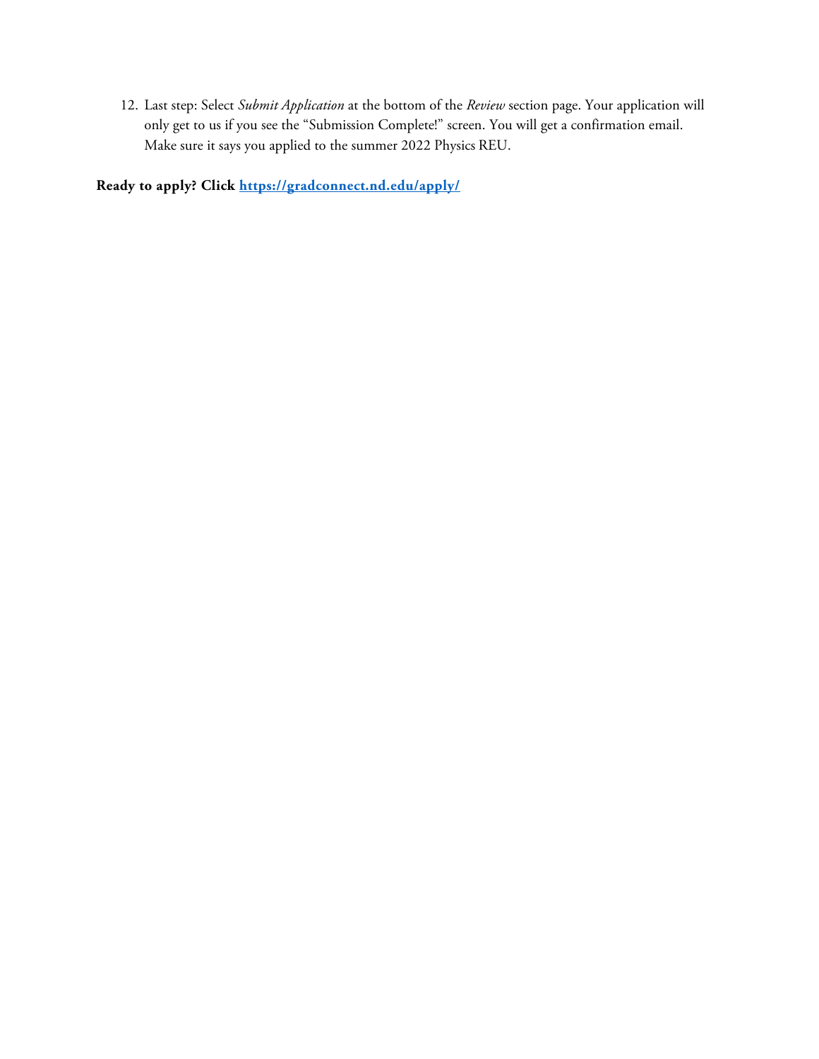12. Last step: Select *Submit Application* at the bottom of the *Review* section page. Your application will only get to us if you see the "Submission Complete!" screen. You will get a confirmation email. Make sure it says you applied to the summer 2022 Physics REU.

**Ready to apply? Click [https://gradconnect.nd.edu/apply/](https://gradconnect.nd.edu/apply/)**